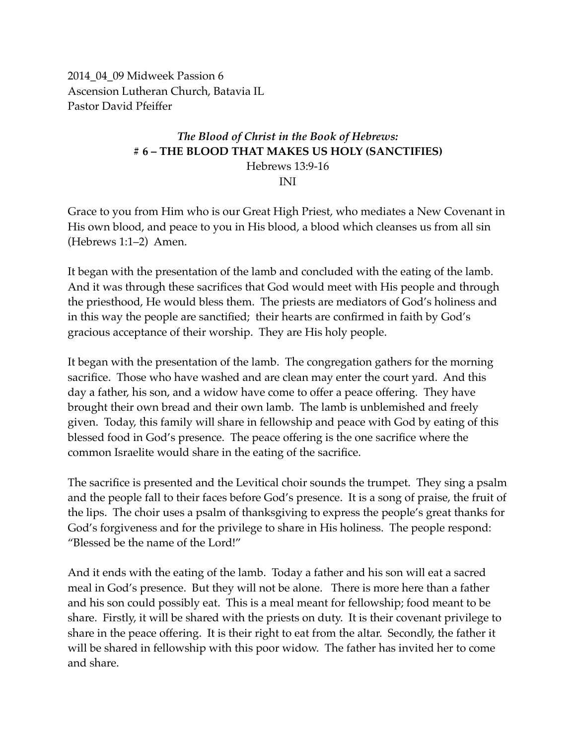2014_04_09 Midweek Passion 6
Ascension Lutheran Church, Batavia IL
Pastor David Pfeiffer

### *The Blood of Christ in the Book of Hebrews:*
### # 6 – THE BLOOD THAT MAKES US HOLY (SANCTIFIES)

Hebrews 13:9-16

INI

Grace to you from Him who is our Great High Priest, who mediates a New Covenant in His own blood, and peace to you in His blood, a blood which cleanses us from all sin (Hebrews 1:1–2) Amen.

It began with the presentation of the lamb and concluded with the eating of the lamb. And it was through these sacrifices that God would meet with His people and through the priesthood, He would bless them. The priests are mediators of God's holiness and in this way the people are sanctified; their hearts are confirmed in faith by God's gracious acceptance of their worship. They are His holy people.

It began with the presentation of the lamb. The congregation gathers for the morning sacrifice. Those who have washed and are clean may enter the court yard. And this day a father, his son, and a widow have come to offer a peace offering. They have brought their own bread and their own lamb. The lamb is unblemished and freely given. Today, this family will share in fellowship and peace with God by eating of this blessed food in God's presence. The peace offering is the one sacrifice where the common Israelite would share in the eating of the sacrifice.

The sacrifice is presented and the Levitical choir sounds the trumpet. They sing a psalm and the people fall to their faces before God's presence. It is a song of praise, the fruit of the lips. The choir uses a psalm of thanksgiving to express the people's great thanks for God's forgiveness and for the privilege to share in His holiness. The people respond: "Blessed be the name of the Lord!"

And it ends with the eating of the lamb. Today a father and his son will eat a sacred meal in God's presence. But they will not be alone. There is more here than a father and his son could possibly eat. This is a meal meant for fellowship; food meant to be share. Firstly, it will be shared with the priests on duty. It is their covenant privilege to share in the peace offering. It is their right to eat from the altar. Secondly, the father it will be shared in fellowship with this poor widow. The father has invited her to come and share.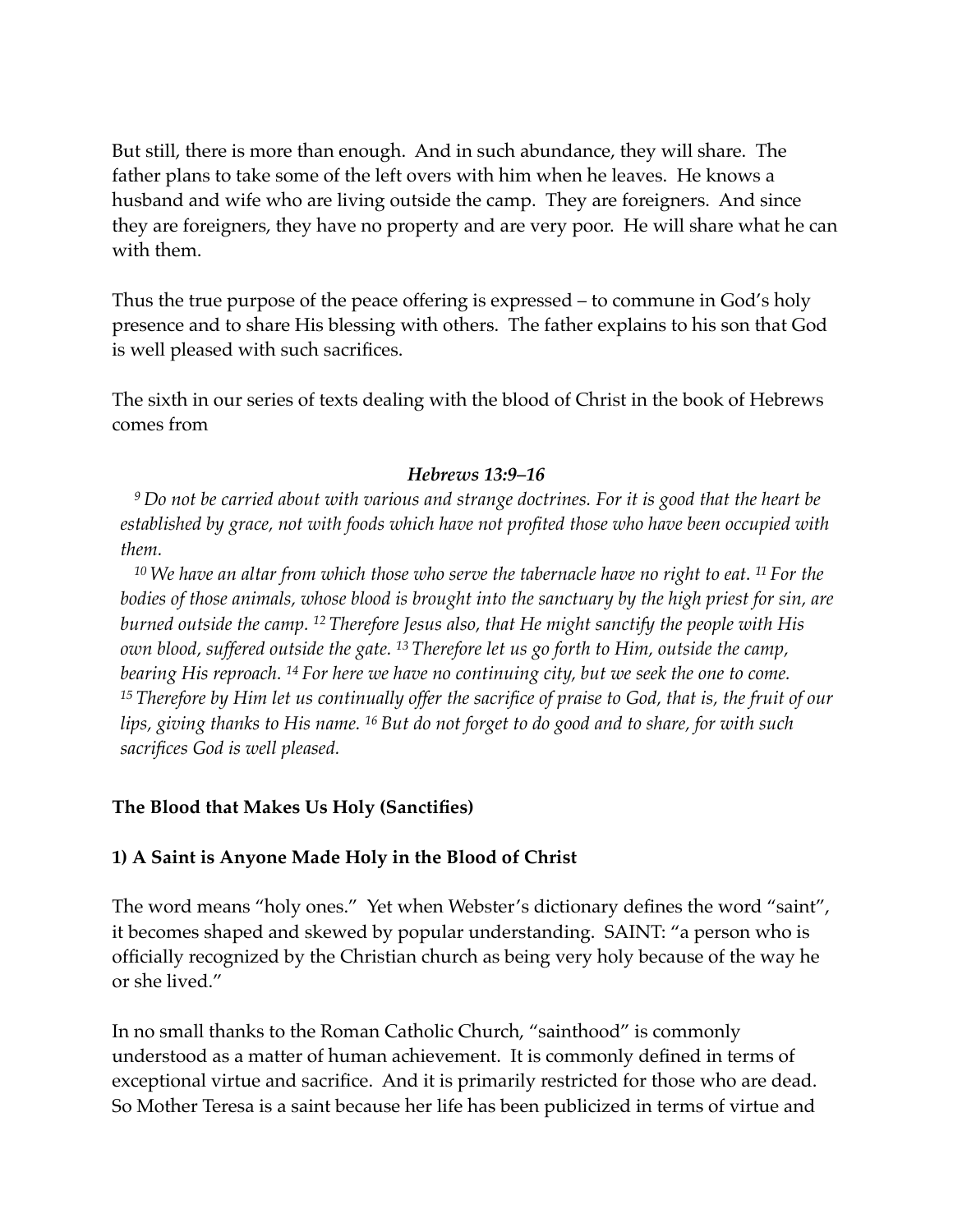But still, there is more than enough. And in such abundance, they will share. The father plans to take some of the left overs with him when he leaves. He knows a husband and wife who are living outside the camp. They are foreigners. And since they are foreigners, they have no property and are very poor. He will share what he can with them.

Thus the true purpose of the peace offering is expressed – to commune in God's holy presence and to share His blessing with others. The father explains to his son that God is well pleased with such sacrifices.

The sixth in our series of texts dealing with the blood of Christ in the book of Hebrews comes from

***Hebrews 13:9–16***

*9 Do not be carried about with various and strange doctrines. For it is good that the heart be established by grace, not with foods which have not profited those who have been occupied with them.*

*10 We have an altar from which those who serve the tabernacle have no right to eat. 11 For the bodies of those animals, whose blood is brought into the sanctuary by the high priest for sin, are burned outside the camp. 12 Therefore Jesus also, that He might sanctify the people with His own blood, suffered outside the gate. 13 Therefore let us go forth to Him, outside the camp, bearing His reproach. 14 For here we have no continuing city, but we seek the one to come. 15 Therefore by Him let us continually offer the sacrifice of praise to God, that is, the fruit of our lips, giving thanks to His name. 16 But do not forget to do good and to share, for with such sacrifices God is well pleased.*

**The Blood that Makes Us Holy (Sanctifies)**

**1) A Saint is Anyone Made Holy in the Blood of Christ**

The word means "holy ones." Yet when Webster's dictionary defines the word "saint", it becomes shaped and skewed by popular understanding. SAINT: "a person who is officially recognized by the Christian church as being very holy because of the way he or she lived."

In no small thanks to the Roman Catholic Church, "sainthood" is commonly understood as a matter of human achievement. It is commonly defined in terms of exceptional virtue and sacrifice. And it is primarily restricted for those who are dead. So Mother Teresa is a saint because her life has been publicized in terms of virtue and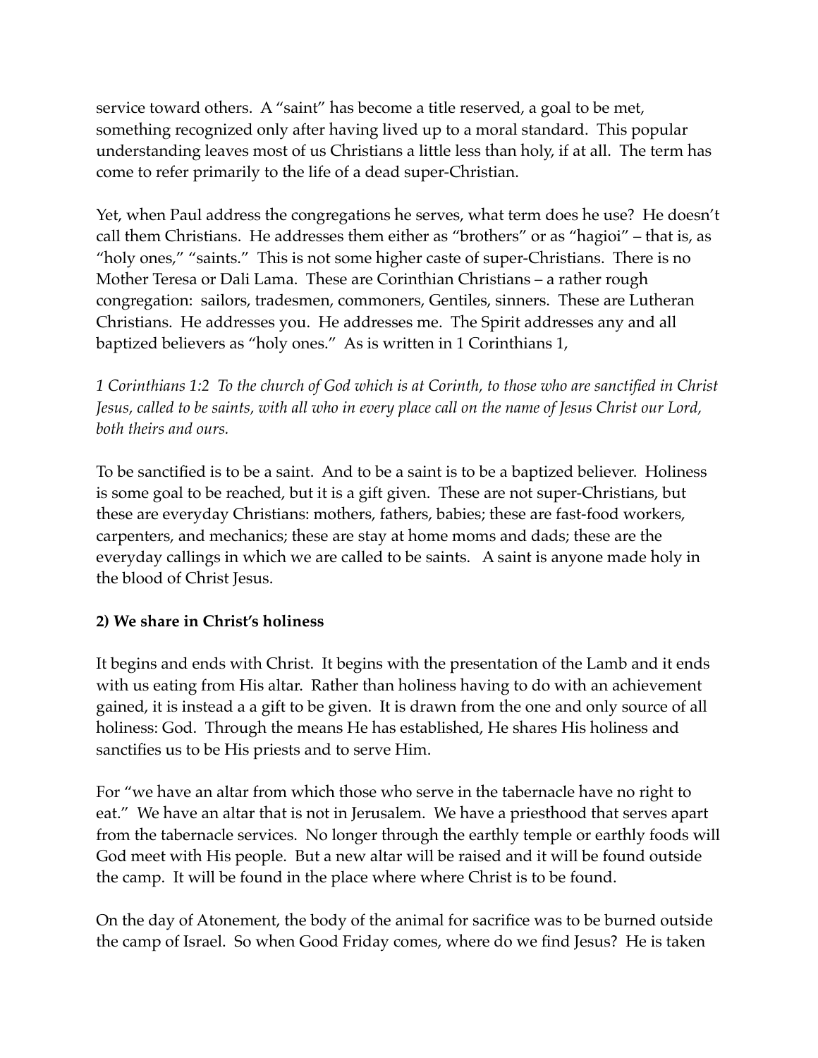service toward others. A "saint" has become a title reserved, a goal to be met, something recognized only after having lived up to a moral standard. This popular understanding leaves most of us Christians a little less than holy, if at all. The term has come to refer primarily to the life of a dead super-Christian.

Yet, when Paul address the congregations he serves, what term does he use? He doesn't call them Christians. He addresses them either as "brothers" or as "hagioi" – that is, as "holy ones," "saints." This is not some higher caste of super-Christians. There is no Mother Teresa or Dali Lama. These are Corinthian Christians – a rather rough congregation: sailors, tradesmen, commoners, Gentiles, sinners. These are Lutheran Christians. He addresses you. He addresses me. The Spirit addresses any and all baptized believers as "holy ones." As is written in 1 Corinthians 1,

*1 Corinthians 1:2 To the church of God which is at Corinth, to those who are sanctified in Christ Jesus, called to be saints, with all who in every place call on the name of Jesus Christ our Lord, both theirs and ours.*

To be sanctified is to be a saint. And to be a saint is to be a baptized believer. Holiness is some goal to be reached, but it is a gift given. These are not super-Christians, but these are everyday Christians: mothers, fathers, babies; these are fast-food workers, carpenters, and mechanics; these are stay at home moms and dads; these are the everyday callings in which we are called to be saints. A saint is anyone made holy in the blood of Christ Jesus.

**2) We share in Christ's holiness**

It begins and ends with Christ. It begins with the presentation of the Lamb and it ends with us eating from His altar. Rather than holiness having to do with an achievement gained, it is instead a a gift to be given. It is drawn from the one and only source of all holiness: God. Through the means He has established, He shares His holiness and sanctifies us to be His priests and to serve Him.

For "we have an altar from which those who serve in the tabernacle have no right to eat." We have an altar that is not in Jerusalem. We have a priesthood that serves apart from the tabernacle services. No longer through the earthly temple or earthly foods will God meet with His people. But a new altar will be raised and it will be found outside the camp. It will be found in the place where where Christ is to be found.

On the day of Atonement, the body of the animal for sacrifice was to be burned outside the camp of Israel. So when Good Friday comes, where do we find Jesus? He is taken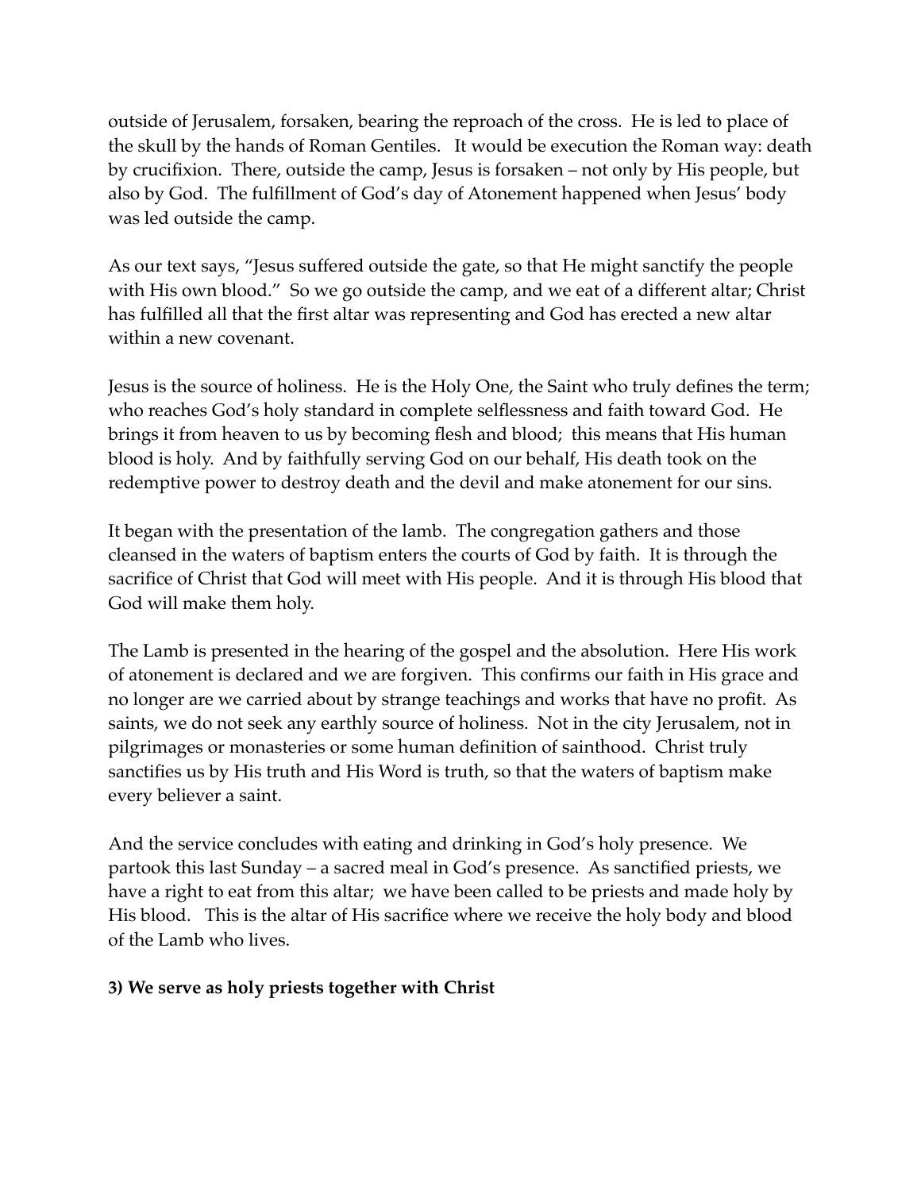outside of Jerusalem, forsaken, bearing the reproach of the cross. He is led to place of the skull by the hands of Roman Gentiles. It would be execution the Roman way: death by crucifixion. There, outside the camp, Jesus is forsaken – not only by His people, but also by God. The fulfillment of God's day of Atonement happened when Jesus' body was led outside the camp.

As our text says, "Jesus suffered outside the gate, so that He might sanctify the people with His own blood." So we go outside the camp, and we eat of a different altar; Christ has fulfilled all that the first altar was representing and God has erected a new altar within a new covenant.

Jesus is the source of holiness. He is the Holy One, the Saint who truly defines the term; who reaches God's holy standard in complete selflessness and faith toward God. He brings it from heaven to us by becoming flesh and blood; this means that His human blood is holy. And by faithfully serving God on our behalf, His death took on the redemptive power to destroy death and the devil and make atonement for our sins.

It began with the presentation of the lamb. The congregation gathers and those cleansed in the waters of baptism enters the courts of God by faith. It is through the sacrifice of Christ that God will meet with His people. And it is through His blood that God will make them holy.

The Lamb is presented in the hearing of the gospel and the absolution. Here His work of atonement is declared and we are forgiven. This confirms our faith in His grace and no longer are we carried about by strange teachings and works that have no profit. As saints, we do not seek any earthly source of holiness. Not in the city Jerusalem, not in pilgrimages or monasteries or some human definition of sainthood. Christ truly sanctifies us by His truth and His Word is truth, so that the waters of baptism make every believer a saint.

And the service concludes with eating and drinking in God's holy presence. We partook this last Sunday – a sacred meal in God's presence. As sanctified priests, we have a right to eat from this altar; we have been called to be priests and made holy by His blood. This is the altar of His sacrifice where we receive the holy body and blood of the Lamb who lives.

**3) We serve as holy priests together with Christ**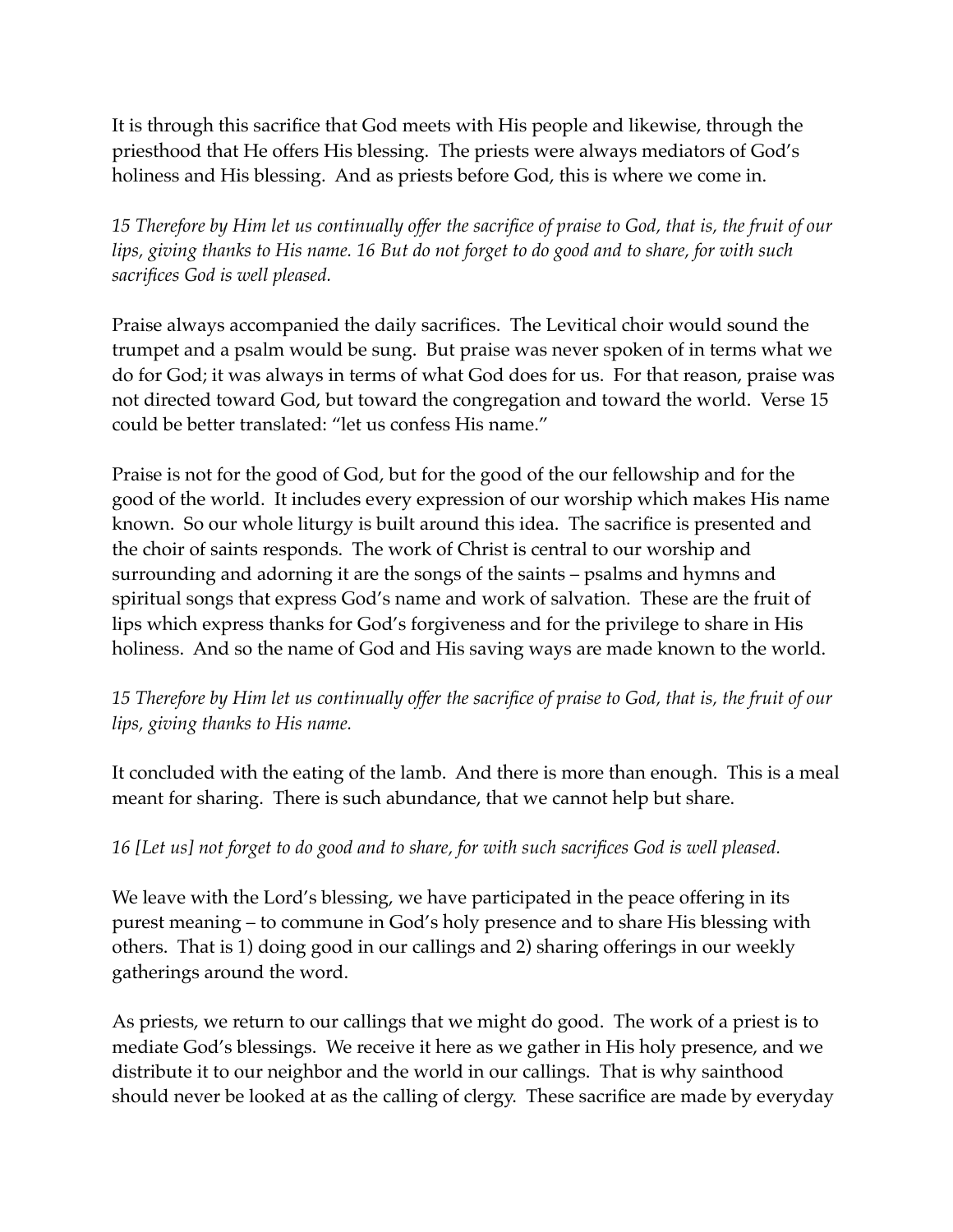It is through this sacrifice that God meets with His people and likewise, through the priesthood that He offers His blessing. The priests were always mediators of God's holiness and His blessing. And as priests before God, this is where we come in.

*15 Therefore by Him let us continually offer the sacrifice of praise to God, that is, the fruit of our lips, giving thanks to His name. 16 But do not forget to do good and to share, for with such sacrifices God is well pleased.*

Praise always accompanied the daily sacrifices. The Levitical choir would sound the trumpet and a psalm would be sung. But praise was never spoken of in terms what we do for God; it was always in terms of what God does for us. For that reason, praise was not directed toward God, but toward the congregation and toward the world. Verse 15 could be better translated: "let us confess His name."

Praise is not for the good of God, but for the good of the our fellowship and for the good of the world. It includes every expression of our worship which makes His name known. So our whole liturgy is built around this idea. The sacrifice is presented and the choir of saints responds. The work of Christ is central to our worship and surrounding and adorning it are the songs of the saints – psalms and hymns and spiritual songs that express God's name and work of salvation. These are the fruit of lips which express thanks for God's forgiveness and for the privilege to share in His holiness. And so the name of God and His saving ways are made known to the world.

*15 Therefore by Him let us continually offer the sacrifice of praise to God, that is, the fruit of our lips, giving thanks to His name.*

It concluded with the eating of the lamb. And there is more than enough. This is a meal meant for sharing. There is such abundance, that we cannot help but share.

*16 [Let us] not forget to do good and to share, for with such sacrifices God is well pleased.*

We leave with the Lord's blessing, we have participated in the peace offering in its purest meaning – to commune in God's holy presence and to share His blessing with others. That is 1) doing good in our callings and 2) sharing offerings in our weekly gatherings around the word.

As priests, we return to our callings that we might do good. The work of a priest is to mediate God's blessings. We receive it here as we gather in His holy presence, and we distribute it to our neighbor and the world in our callings. That is why sainthood should never be looked at as the calling of clergy. These sacrifice are made by everyday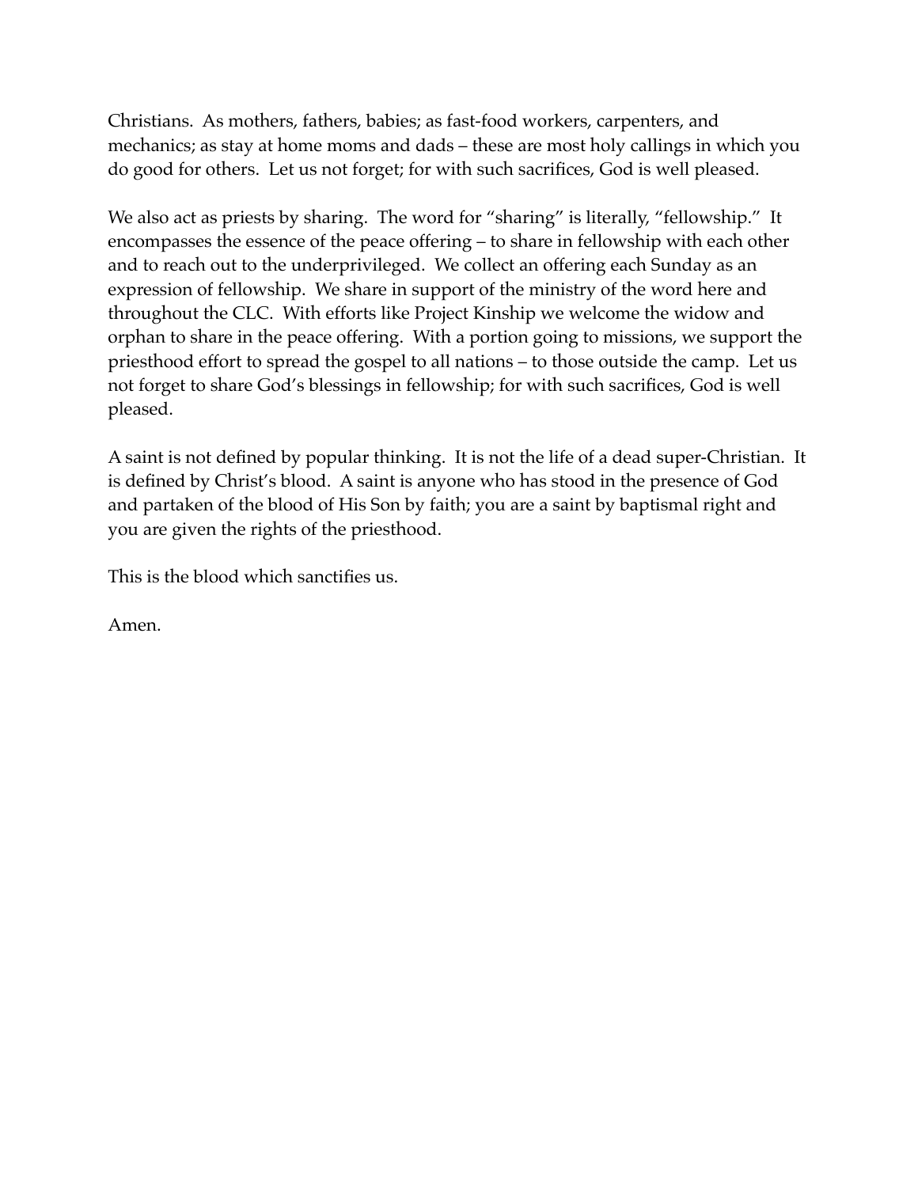Christians. As mothers, fathers, babies; as fast-food workers, carpenters, and mechanics; as stay at home moms and dads – these are most holy callings in which you do good for others. Let us not forget; for with such sacrifices, God is well pleased.

We also act as priests by sharing. The word for "sharing" is literally, "fellowship." It encompasses the essence of the peace offering – to share in fellowship with each other and to reach out to the underprivileged. We collect an offering each Sunday as an expression of fellowship. We share in support of the ministry of the word here and throughout the CLC. With efforts like Project Kinship we welcome the widow and orphan to share in the peace offering. With a portion going to missions, we support the priesthood effort to spread the gospel to all nations – to those outside the camp. Let us not forget to share God's blessings in fellowship; for with such sacrifices, God is well pleased.

A saint is not defined by popular thinking. It is not the life of a dead super-Christian. It is defined by Christ's blood. A saint is anyone who has stood in the presence of God and partaken of the blood of His Son by faith; you are a saint by baptismal right and you are given the rights of the priesthood.

This is the blood which sanctifies us.

Amen.